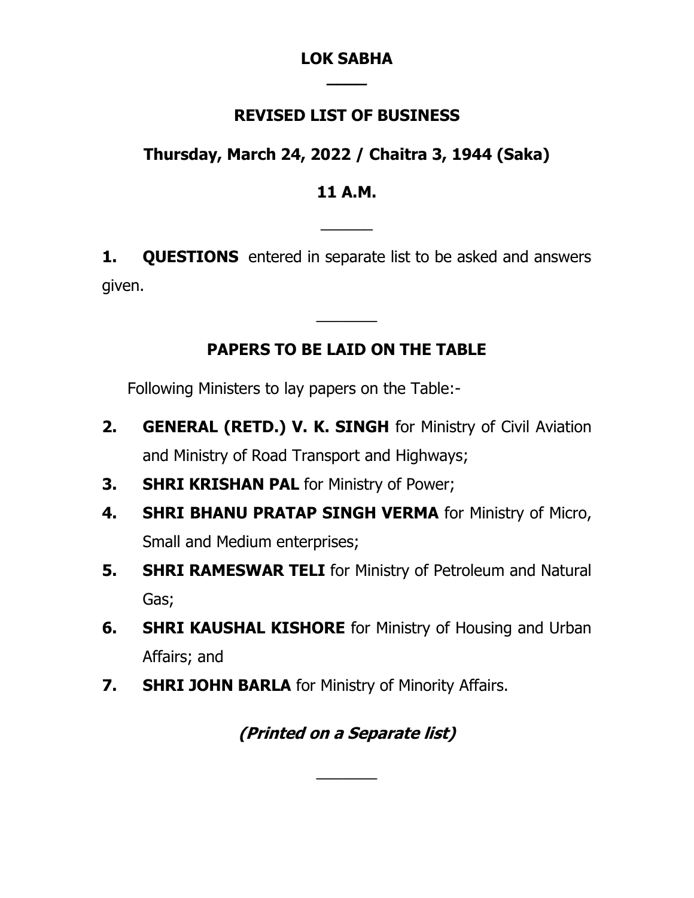# LOK SABHA

## REVISED LIST OF BUSINESS

## Thursday, March 24, 2022 / Chaitra 3, 1944 (Saka)

## 11 A.M.

---

**1. QUESTIONS** entered in separate list to be asked and answers given.

---

## PAPERS TO BE LAID ON THE TABLE

Following Ministers to lay papers on the Table:-

**2. GENERAL (RETD.) V. K. SINGH** for Ministry of Civil Aviation and Ministry of Road Transport and Highways;

**3. SHRI KRISHAN PAL** for Ministry of Power;

**4. SHRI BHANU PRATAP SINGH VERMA** for Ministry of Micro, Small and Medium enterprises;

**5. SHRI RAMESWAR TELI** for Ministry of Petroleum and Natural Gas;

**6. SHRI KAUSHAL KISHORE** for Ministry of Housing and Urban Affairs; and

**7. SHRI JOHN BARLA** for Ministry of Minority Affairs.

***(Printed on a Separate list)***

---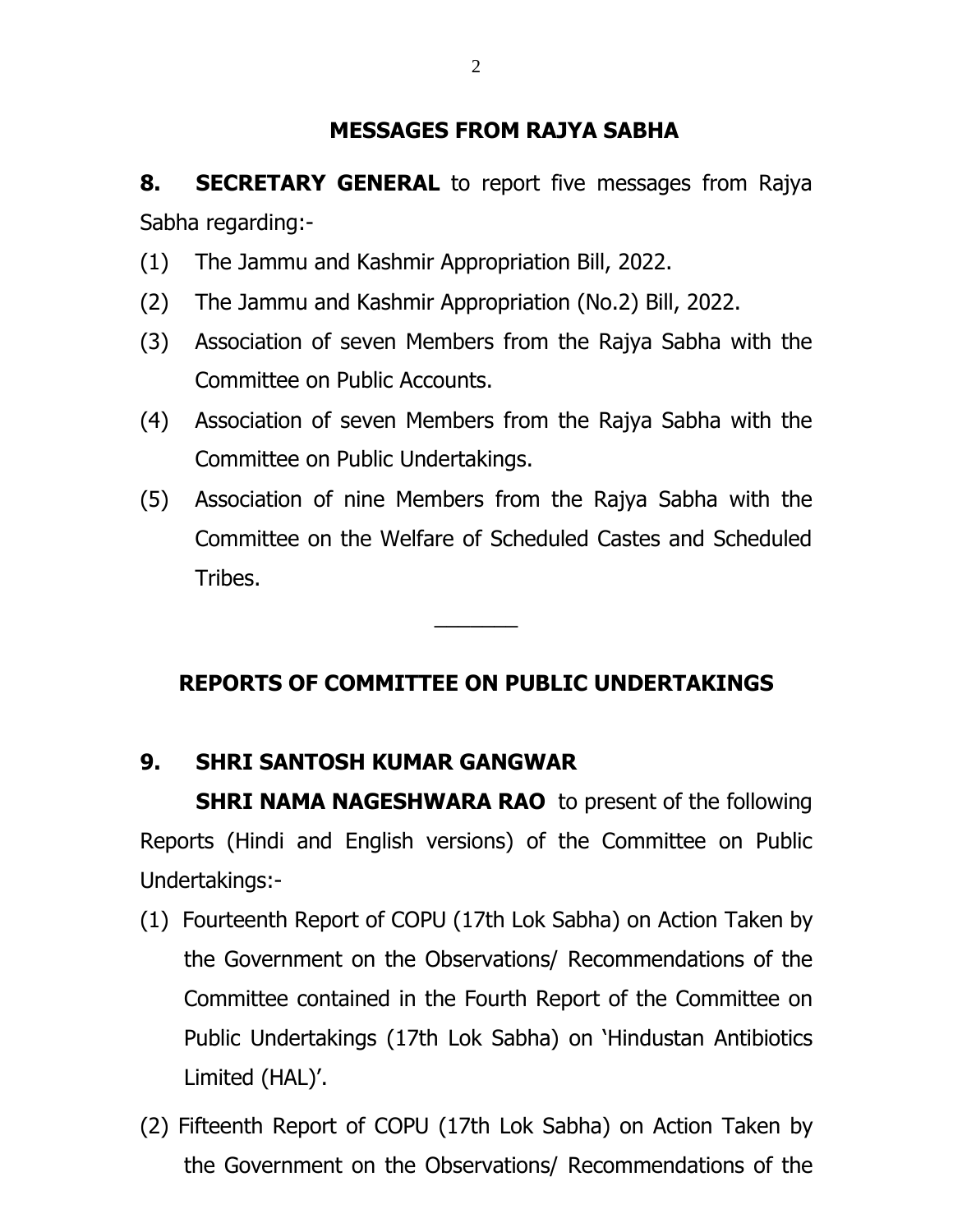## MESSAGES FROM RAJYA SABHA

**8. SECRETARY GENERAL** to report five messages from Rajya Sabha regarding:-

(1) The Jammu and Kashmir Appropriation Bill, 2022.

(2) The Jammu and Kashmir Appropriation (No.2) Bill, 2022.

(3) Association of seven Members from the Rajya Sabha with the Committee on Public Accounts.

(4) Association of seven Members from the Rajya Sabha with the Committee on Public Undertakings.

(5) Association of nine Members from the Rajya Sabha with the Committee on the Welfare of Scheduled Castes and Scheduled Tribes.

---

## REPORTS OF COMMITTEE ON PUBLIC UNDERTAKINGS

**9. SHRI SANTOSH KUMAR GANGWAR**

**SHRI NAMA NAGESHWARA RAO** to present of the following Reports (Hindi and English versions) of the Committee on Public Undertakings:-

(1) Fourteenth Report of COPU (17th Lok Sabha) on Action Taken by the Government on the Observations/ Recommendations of the Committee contained in the Fourth Report of the Committee on Public Undertakings (17th Lok Sabha) on 'Hindustan Antibiotics Limited (HAL)'.

(2) Fifteenth Report of COPU (17th Lok Sabha) on Action Taken by the Government on the Observations/ Recommendations of the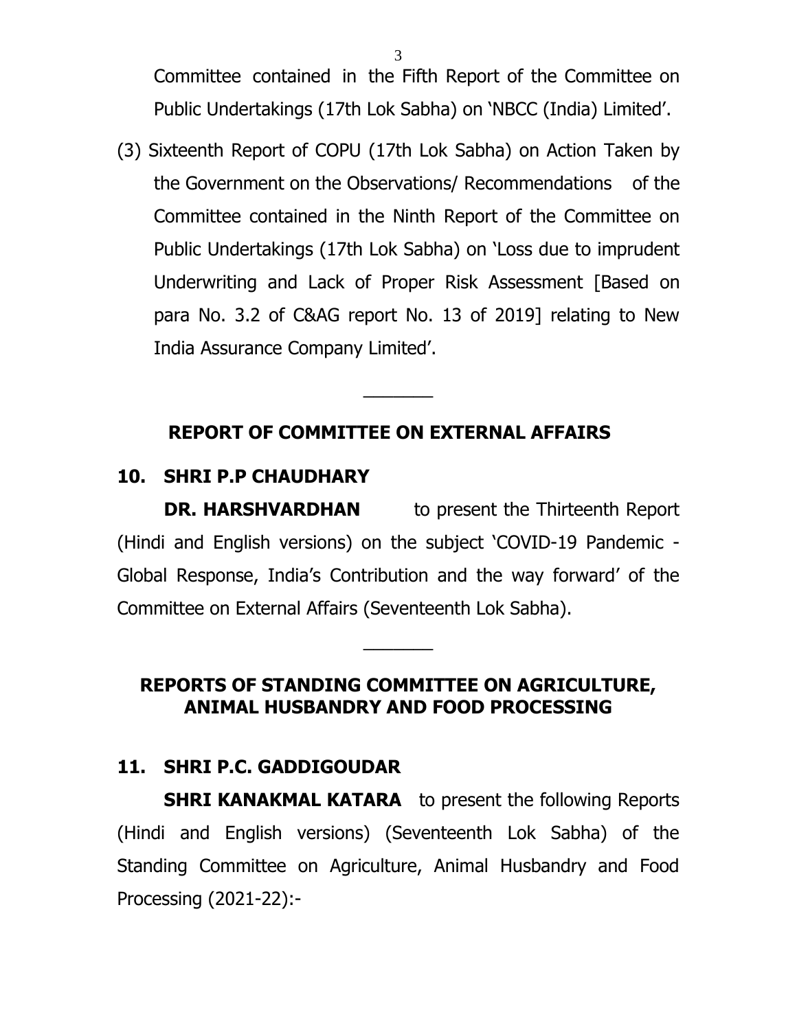Committee contained in the Fifth Report of the Committee on Public Undertakings (17th Lok Sabha) on 'NBCC (India) Limited'.

(3) Sixteenth Report of COPU (17th Lok Sabha) on Action Taken by the Government on the Observations/ Recommendations of the Committee contained in the Ninth Report of the Committee on Public Undertakings (17th Lok Sabha) on 'Loss due to imprudent Underwriting and Lack of Proper Risk Assessment [Based on para No. 3.2 of C&AG report No. 13 of 2019] relating to New India Assurance Company Limited'.

---

## REPORT OF COMMITTEE ON EXTERNAL AFFAIRS

**10. SHRI P.P CHAUDHARY**

**DR. HARSHVARDHAN** to present the Thirteenth Report (Hindi and English versions) on the subject 'COVID-19 Pandemic - Global Response, India's Contribution and the way forward' of the Committee on External Affairs (Seventeenth Lok Sabha).

---

## REPORTS OF STANDING COMMITTEE ON AGRICULTURE, ANIMAL HUSBANDRY AND FOOD PROCESSING

**11. SHRI P.C. GADDIGOUDAR**

**SHRI KANAKMAL KATARA** to present the following Reports (Hindi and English versions) (Seventeenth Lok Sabha) of the Standing Committee on Agriculture, Animal Husbandry and Food Processing (2021-22):-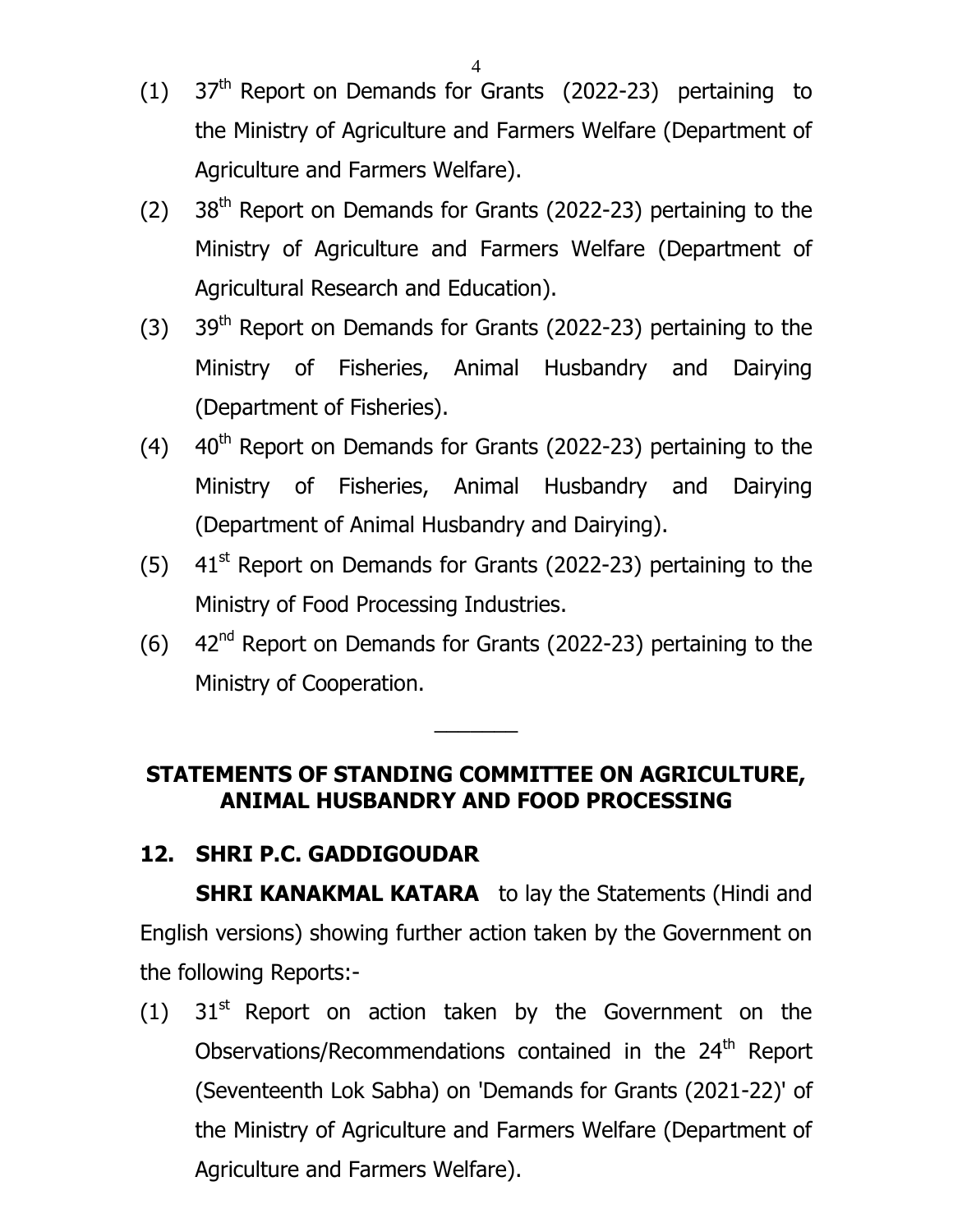(1) 37th Report on Demands for Grants (2022-23) pertaining to the Ministry of Agriculture and Farmers Welfare (Department of Agriculture and Farmers Welfare).

(2) 38th Report on Demands for Grants (2022-23) pertaining to the Ministry of Agriculture and Farmers Welfare (Department of Agricultural Research and Education).

(3) 39th Report on Demands for Grants (2022-23) pertaining to the Ministry of Fisheries, Animal Husbandry and Dairying (Department of Fisheries).

(4) 40th Report on Demands for Grants (2022-23) pertaining to the Ministry of Fisheries, Animal Husbandry and Dairying (Department of Animal Husbandry and Dairying).

(5) 41st Report on Demands for Grants (2022-23) pertaining to the Ministry of Food Processing Industries.

(6) 42nd Report on Demands for Grants (2022-23) pertaining to the Ministry of Cooperation.

---

## STATEMENTS OF STANDING COMMITTEE ON AGRICULTURE, ANIMAL HUSBANDRY AND FOOD PROCESSING

**12. SHRI P.C. GADDIGOUDAR**

**SHRI KANAKMAL KATARA** to lay the Statements (Hindi and English versions) showing further action taken by the Government on the following Reports:-

(1) 31st Report on action taken by the Government on the Observations/Recommendations contained in the 24th Report (Seventeenth Lok Sabha) on 'Demands for Grants (2021-22)' of the Ministry of Agriculture and Farmers Welfare (Department of Agriculture and Farmers Welfare).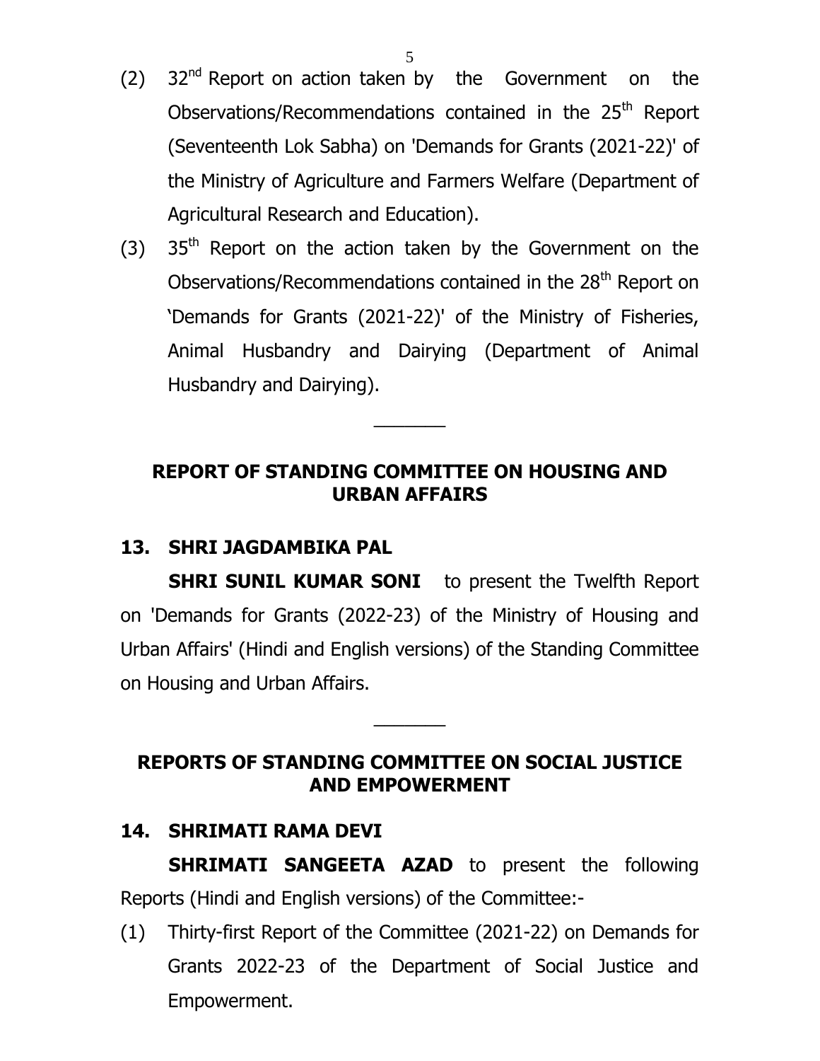(2) 32nd Report on action taken by the Government on the Observations/Recommendations contained in the 25th Report (Seventeenth Lok Sabha) on 'Demands for Grants (2021-22)' of the Ministry of Agriculture and Farmers Welfare (Department of Agricultural Research and Education).

(3) 35th Report on the action taken by the Government on the Observations/Recommendations contained in the 28th Report on 'Demands for Grants (2021-22)' of the Ministry of Fisheries, Animal Husbandry and Dairying (Department of Animal Husbandry and Dairying).

---

## REPORT OF STANDING COMMITTEE ON HOUSING AND URBAN AFFAIRS

**13. SHRI JAGDAMBIKA PAL**

**SHRI SUNIL KUMAR SONI** to present the Twelfth Report on 'Demands for Grants (2022-23) of the Ministry of Housing and Urban Affairs' (Hindi and English versions) of the Standing Committee on Housing and Urban Affairs.

---

## REPORTS OF STANDING COMMITTEE ON SOCIAL JUSTICE AND EMPOWERMENT

**14. SHRIMATI RAMA DEVI**

**SHRIMATI SANGEETA AZAD** to present the following Reports (Hindi and English versions) of the Committee:-

(1) Thirty-first Report of the Committee (2021-22) on Demands for Grants 2022-23 of the Department of Social Justice and Empowerment.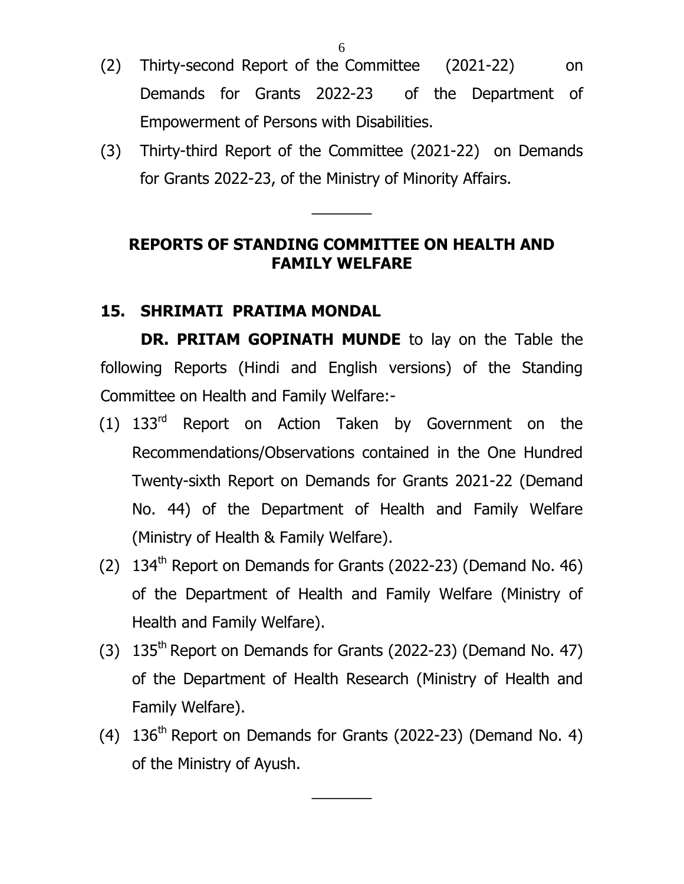(2) Thirty-second Report of the Committee (2021-22) on Demands for Grants 2022-23 of the Department of Empowerment of Persons with Disabilities.

(3) Thirty-third Report of the Committee (2021-22) on Demands for Grants 2022-23, of the Ministry of Minority Affairs.

---

## REPORTS OF STANDING COMMITTEE ON HEALTH AND FAMILY WELFARE

**15. SHRIMATI PRATIMA MONDAL**

**DR. PRITAM GOPINATH MUNDE** to lay on the Table the following Reports (Hindi and English versions) of the Standing Committee on Health and Family Welfare:-

(1) 133rd Report on Action Taken by Government on the Recommendations/Observations contained in the One Hundred Twenty-sixth Report on Demands for Grants 2021-22 (Demand No. 44) of the Department of Health and Family Welfare (Ministry of Health & Family Welfare).

(2) 134th Report on Demands for Grants (2022-23) (Demand No. 46) of the Department of Health and Family Welfare (Ministry of Health and Family Welfare).

(3) 135th Report on Demands for Grants (2022-23) (Demand No. 47) of the Department of Health Research (Ministry of Health and Family Welfare).

(4) 136th Report on Demands for Grants (2022-23) (Demand No. 4) of the Ministry of Ayush.

---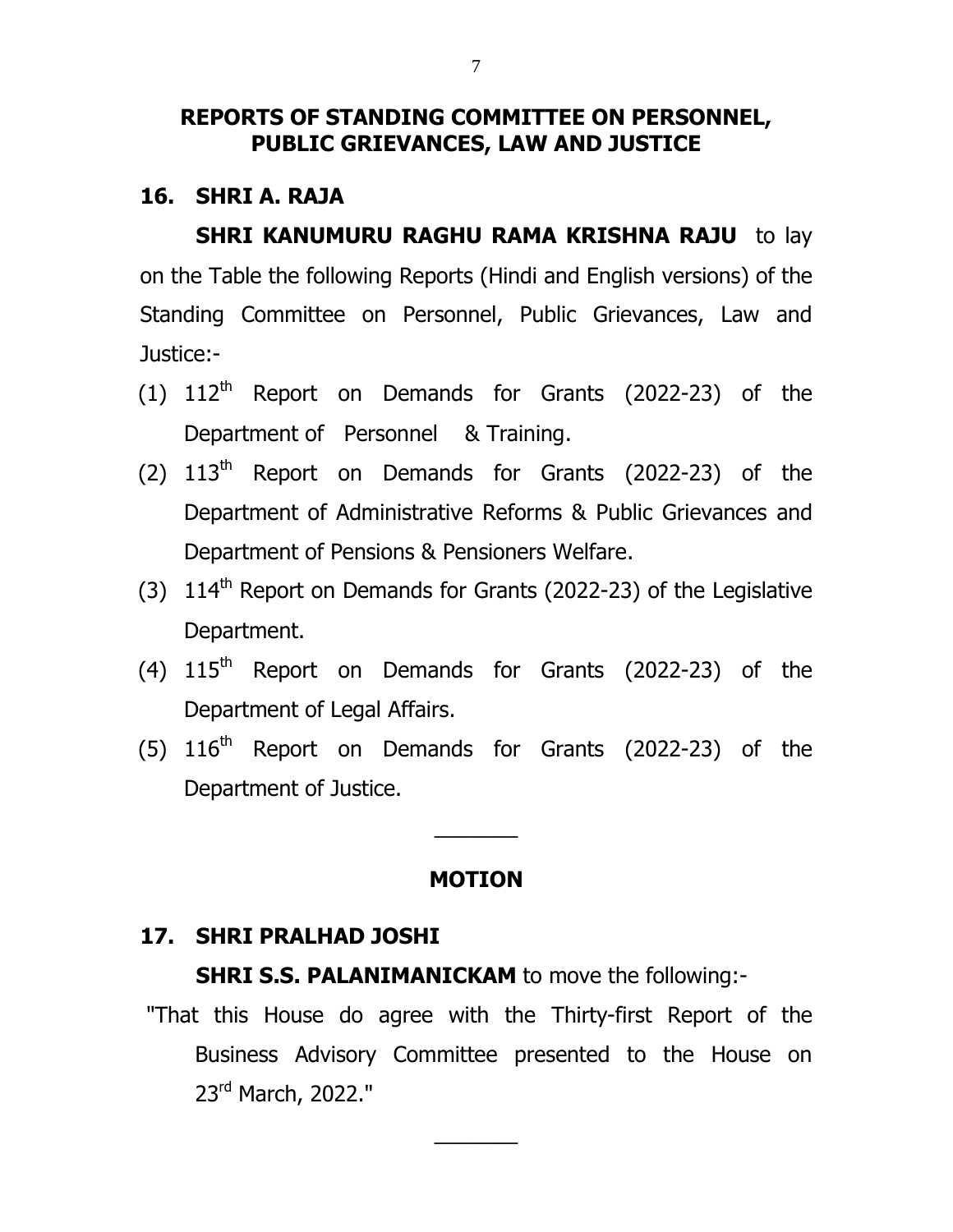## REPORTS OF STANDING COMMITTEE ON PERSONNEL, PUBLIC GRIEVANCES, LAW AND JUSTICE

**16. SHRI A. RAJA**

**SHRI KANUMURU RAGHU RAMA KRISHNA RAJU** to lay on the Table the following Reports (Hindi and English versions) of the Standing Committee on Personnel, Public Grievances, Law and Justice:-

(1) 112th Report on Demands for Grants (2022-23) of the Department of Personnel & Training.

(2) 113th Report on Demands for Grants (2022-23) of the Department of Administrative Reforms & Public Grievances and Department of Pensions & Pensioners Welfare.

(3) 114th Report on Demands for Grants (2022-23) of the Legislative Department.

(4) 115th Report on Demands for Grants (2022-23) of the Department of Legal Affairs.

(5) 116th Report on Demands for Grants (2022-23) of the Department of Justice.

---

## MOTION

**17. SHRI PRALHAD JOSHI**

**SHRI S.S. PALANIMANICKAM** to move the following:-

"That this House do agree with the Thirty-first Report of the Business Advisory Committee presented to the House on 23rd March, 2022."

---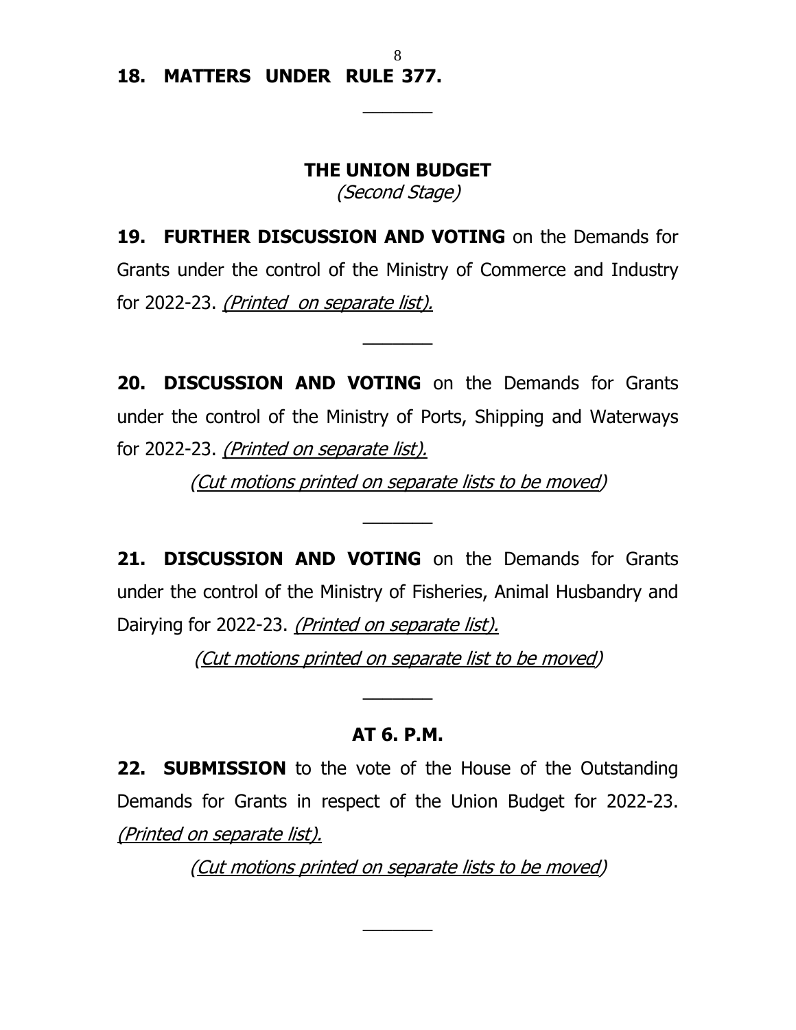**18. MATTERS UNDER RULE 377.**

---

### THE UNION BUDGET

*(Second Stage)*

**19. FURTHER DISCUSSION AND VOTING** on the Demands for Grants under the control of the Ministry of Commerce and Industry for 2022-23. *(Printed on separate list).*

---

**20. DISCUSSION AND VOTING** on the Demands for Grants under the control of the Ministry of Ports, Shipping and Waterways for 2022-23. *(Printed on separate list).*

*(Cut motions printed on separate lists to be moved)*

---

**21. DISCUSSION AND VOTING** on the Demands for Grants under the control of the Ministry of Fisheries, Animal Husbandry and Dairying for 2022-23. *(Printed on separate list).*

*(Cut motions printed on separate list to be moved)*

---

**AT 6. P.M.**

**22. SUBMISSION** to the vote of the House of the Outstanding Demands for Grants in respect of the Union Budget for 2022-23. *(Printed on separate list).*

*(Cut motions printed on separate lists to be moved)*

---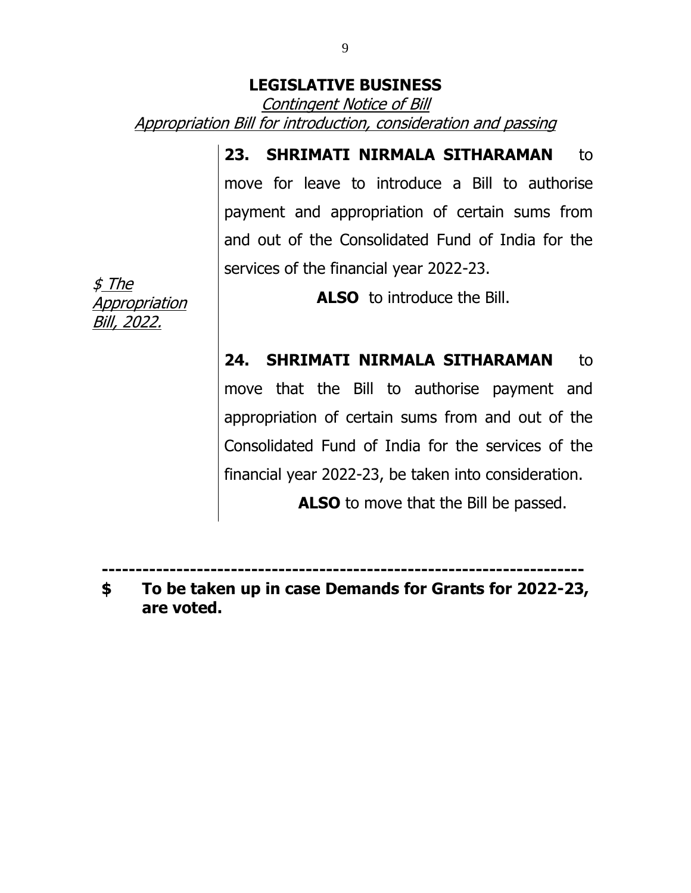## LEGISLATIVE BUSINESS

*Contingent Notice of Bill*

*Appropriation Bill for introduction, consideration and passing*

*$ The Appropriation Bill, 2022.*

**23. SHRIMATI NIRMALA SITHARAMAN** to move for leave to introduce a Bill to authorise payment and appropriation of certain sums from and out of the Consolidated Fund of India for the services of the financial year 2022-23.

**ALSO** to introduce the Bill.

**24. SHRIMATI NIRMALA SITHARAMAN** to move that the Bill to authorise payment and appropriation of certain sums from and out of the Consolidated Fund of India for the services of the financial year 2022-23, be taken into consideration.

**ALSO** to move that the Bill be passed.

---

**$ To be taken up in case Demands for Grants for 2022-23, are voted.**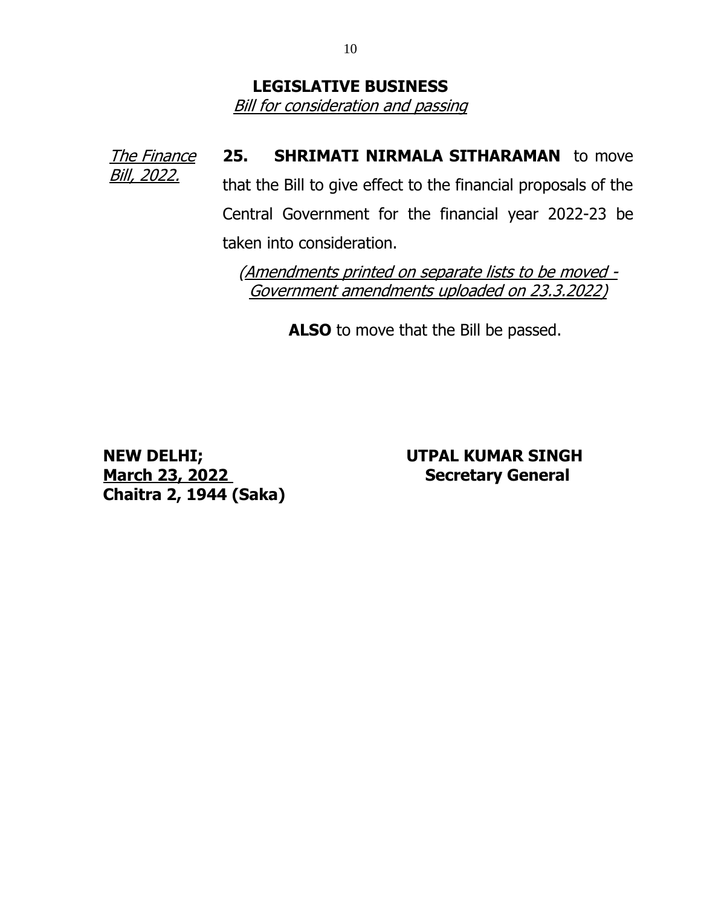## LEGISLATIVE BUSINESS

*Bill for consideration and passing*

*The Finance Bill, 2022.*

**25. SHRIMATI NIRMALA SITHARAMAN** to move that the Bill to give effect to the financial proposals of the Central Government for the financial year 2022-23 be taken into consideration.

*(Amendments printed on separate lists to be moved - Government amendments uploaded on 23.3.2022)*

**ALSO** to move that the Bill be passed.

**NEW DELHI;**
**March 23, 2022**
**Chaitra 2, 1944 (Saka)**

**UTPAL KUMAR SINGH**
**Secretary General**